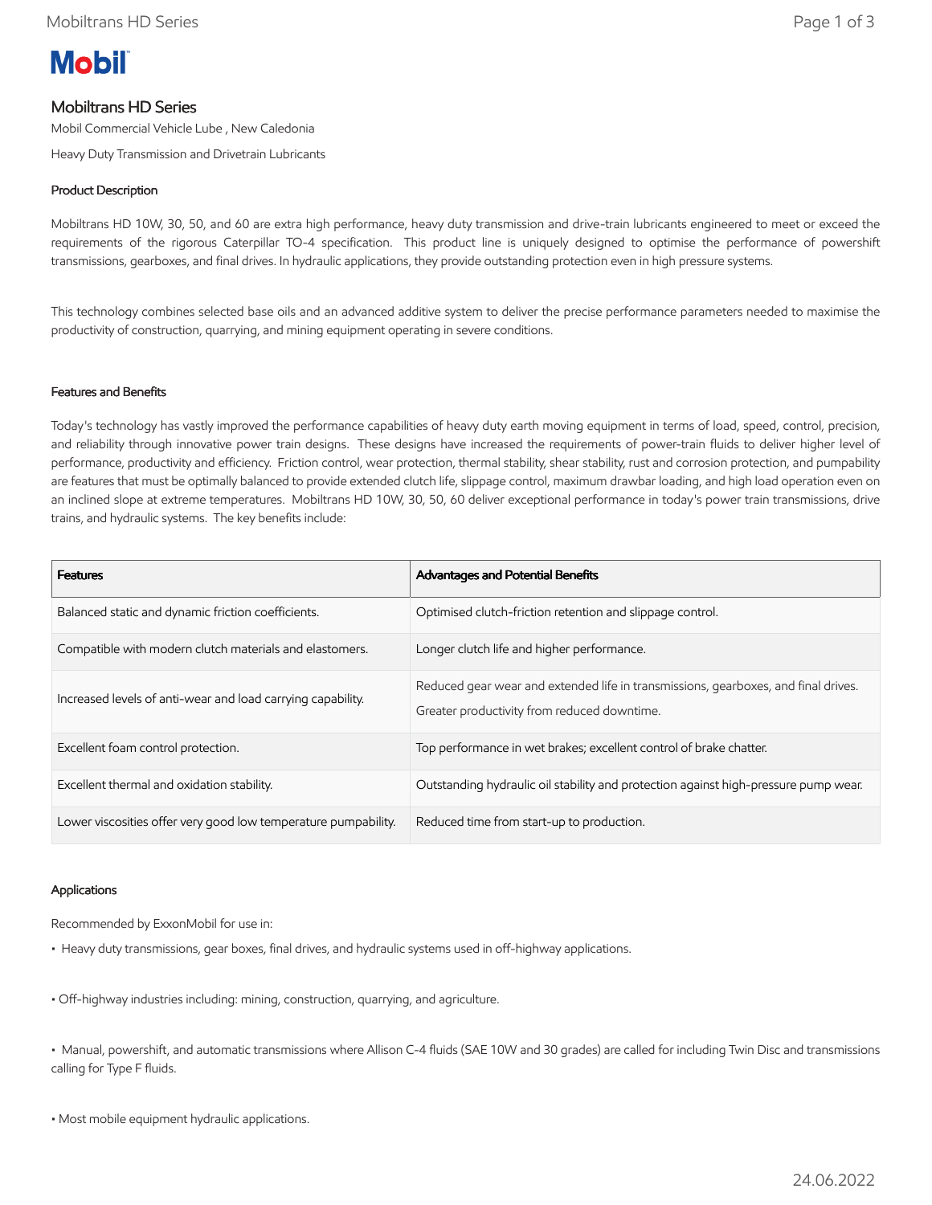# Mobiltrans HD Series

Mobil Commercial Vehicle Lube , New Caledonia

Heavy Duty Transmission and Drivetrain Lubricants

## Product Description

Mobiltrans HD 10W, 30, 50, and 60 are extra high performance, heavy duty transmission and drive-train lubricants engineered to meet or exceed the requirements of the rigorous Caterpillar TO-4 specification. This product line is uniquely designed to optimise the performance of powershift transmissions, gearboxes, and final drives. In hydraulic applications, they provide outstanding protection even in high pressure systems.

This technology combines selected base oils and an advanced additive system to deliver the precise performance parameters needed to maximise the productivity of construction, quarrying, and mining equipment operating in severe conditions.

## Features and Benefits

Today's technology has vastly improved the performance capabilities of heavy duty earth moving equipment in terms of load, speed, control, precision, and reliability through innovative power train designs. These designs have increased the requirements of power-train fluids to deliver higher level of performance, productivity and efficiency. Friction control, wear protection, thermal stability, shear stability, rust and corrosion protection, and pumpability are features that must be optimally balanced to provide extended clutch life, slippage control, maximum drawbar loading, and high load operation even on an inclined slope at extreme temperatures. Mobiltrans HD 10W, 30, 50, 60 deliver exceptional performance in today's power train transmissions, drive trains, and hydraulic systems. The key benefits include:

| Features | Advantages and Potential Benefits |
| --- | --- |
| Balanced static and dynamic friction coefficients. | Optimised clutch-friction retention and slippage control. |
| Compatible with modern clutch materials and elastomers. | Longer clutch life and higher performance. |
| Increased levels of anti-wear and load carrying capability. | Reduced gear wear and extended life in transmissions, gearboxes, and final drives. Greater productivity from reduced downtime. |
| Excellent foam control protection. | Top performance in wet brakes; excellent control of brake chatter. |
| Excellent thermal and oxidation stability. | Outstanding hydraulic oil stability and protection against high-pressure pump wear. |
| Lower viscosities offer very good low temperature pumpability. | Reduced time from start-up to production. |

## Applications

Recommended by ExxonMobil for use in:

- Heavy duty transmissions, gear boxes, final drives, and hydraulic systems used in off-highway applications.
- Off-highway industries including: mining, construction, quarrying, and agriculture.
- Manual, powershift, and automatic transmissions where Allison C-4 fluids (SAE 10W and 30 grades) are called for including Twin Disc and transmissions calling for Type F fluids.
- Most mobile equipment hydraulic applications.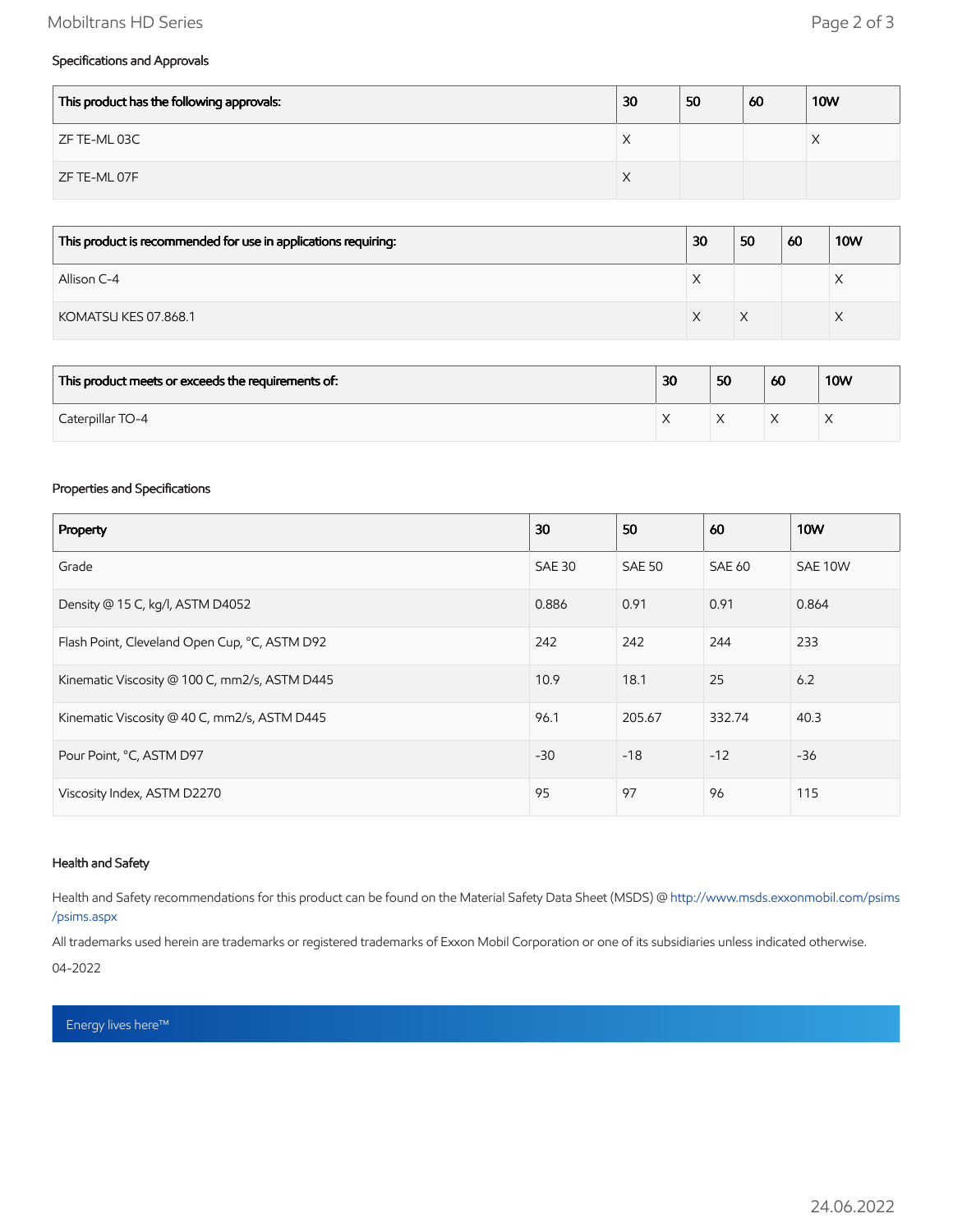### Specifications and Approvals

| This product has the following approvals: | 30 | 50 | 60 | 10W |
|---|---|---|---|---|
| ZF TE-ML 03C | X | | | X |
| ZF TE-ML 07F | X | | | |

| This product is recommended for use in applications requiring: | 30 | 50 | 60 | 10W |
|---|---|---|---|---|
| Allison C-4 | X | | | X |
| KOMATSU KES 07.868.1 | X | X | | X |

| This product meets or exceeds the requirements of: | 30 | 50 | 60 | 10W |
|---|---|---|---|---|
| Caterpillar TO-4 | X | X | X | X |

### Properties and Specifications

| Property | 30 | 50 | 60 | 10W |
|---|---|---|---|---|
| Grade | SAE 30 | SAE 50 | SAE 60 | SAE 10W |
| Density @ 15 C, kg/l, ASTM D4052 | 0.886 | 0.91 | 0.91 | 0.864 |
| Flash Point, Cleveland Open Cup, °C, ASTM D92 | 242 | 242 | 244 | 233 |
| Kinematic Viscosity @ 100 C, mm2/s, ASTM D445 | 10.9 | 18.1 | 25 | 6.2 |
| Kinematic Viscosity @ 40 C, mm2/s, ASTM D445 | 96.1 | 205.67 | 332.74 | 40.3 |
| Pour Point, °C, ASTM D97 | -30 | -18 | -12 | -36 |
| Viscosity Index, ASTM D2270 | 95 | 97 | 96 | 115 |

### Health and Safety

Health and Safety recommendations for this product can be found on the Material Safety Data Sheet (MSDS) @ http://www.msds.exxonmobil.com/psims/psims.aspx

All trademarks used herein are trademarks or registered trademarks of Exxon Mobil Corporation or one of its subsidiaries unless indicated otherwise.

04-2022

Energy lives here™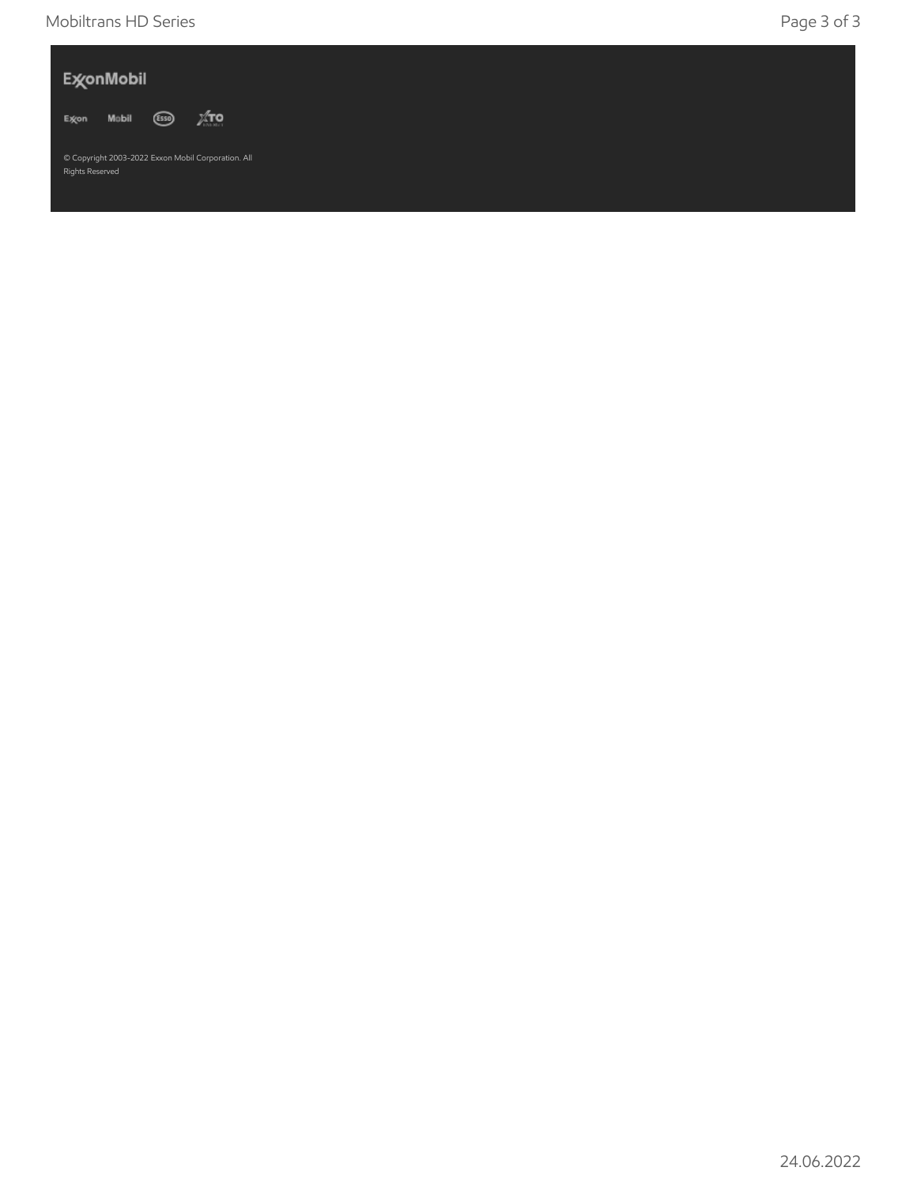ExxonMobil

Exxon Mobil Esso XTO

© Copyright 2003-2022 Exxon Mobil Corporation. All Rights Reserved